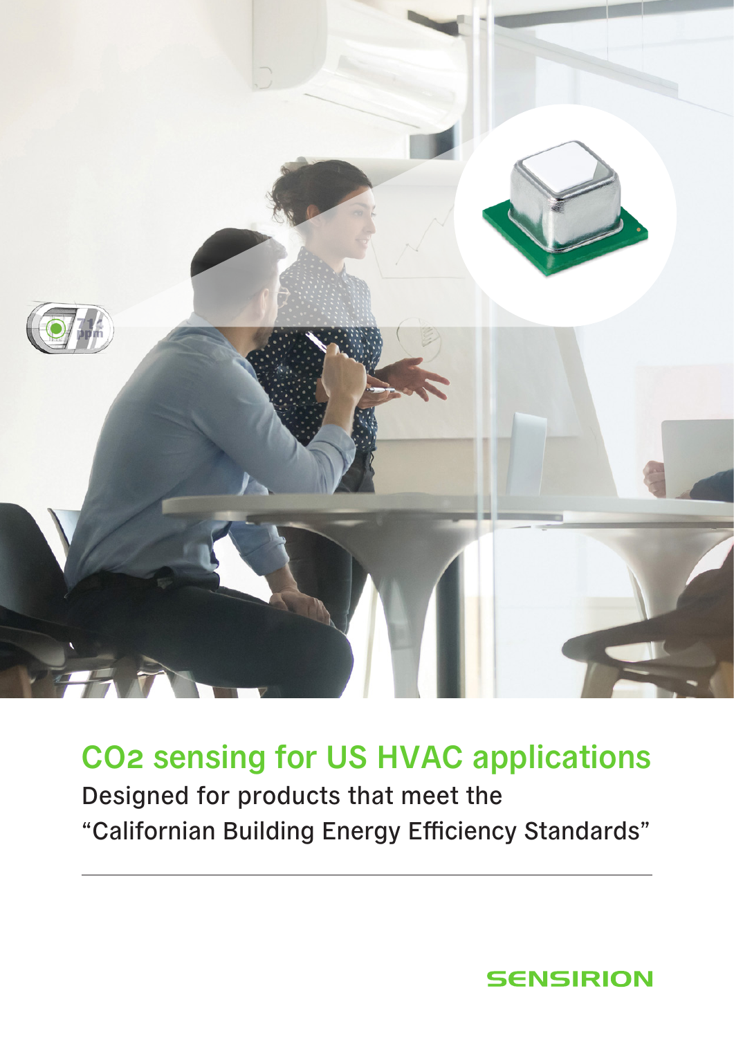# $CO_2$ sensing for US HVAC applications

Designed for products that meet the "Californian Building Energy Efficiency Standards"

SENSIRION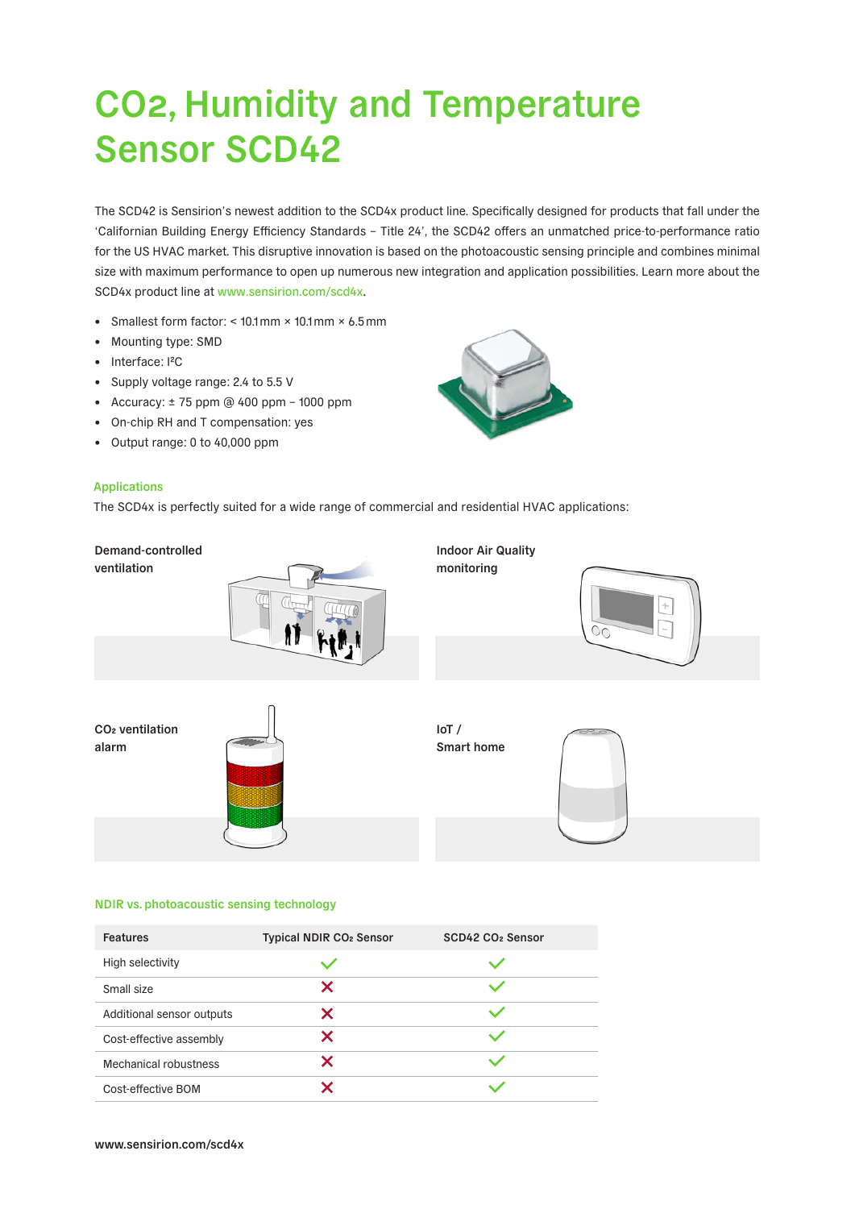# $CO_2$, Humidity and Temperature Sensor SCD42

The SCD42 is Sensirion's newest addition to the SCD4x product line. Specifically designed for products that fall under the 'Californian Building Energy Efficiency Standards – Title 24', the SCD42 offers an unmatched price-to-performance ratio for the US HVAC market. This disruptive innovation is based on the photoacoustic sensing principle and combines minimal size with maximum performance to open up numerous new integration and application possibilities. Learn more about the SCD4x product line at www.sensirion.com/scd4x.

- Smallest form factor: < 10.1 mm × 10.1 mm × 6.5 mm
- Mounting type: SMD
- Interface: I²C
- Supply voltage range: 2.4 to 5.5 V
- Accuracy: ± 75 ppm @ 400 ppm – 1000 ppm
- On-chip RH and T compensation: yes
- Output range: 0 to 40,000 ppm

## Applications

The SCD4x is perfectly suited for a wide range of commercial and residential HVAC applications:

**Demand-controlled ventilation**

**Indoor Air Quality monitoring**

**$CO_2$ ventilation alarm**

**IoT / Smart home**

## NDIR vs. photoacoustic sensing technology

| Features | Typical NDIR $CO_2$ Sensor | SCD42 $CO_2$ Sensor |
|---|---|---|
| High selectivity | ✓ | ✓ |
| Small size | ✗ | ✓ |
| Additional sensor outputs | ✗ | ✓ |
| Cost-effective assembly | ✗ | ✓ |
| Mechanical robustness | ✗ | ✓ |
| Cost-effective BOM | ✗ | ✓ |

www.sensirion.com/scd4x